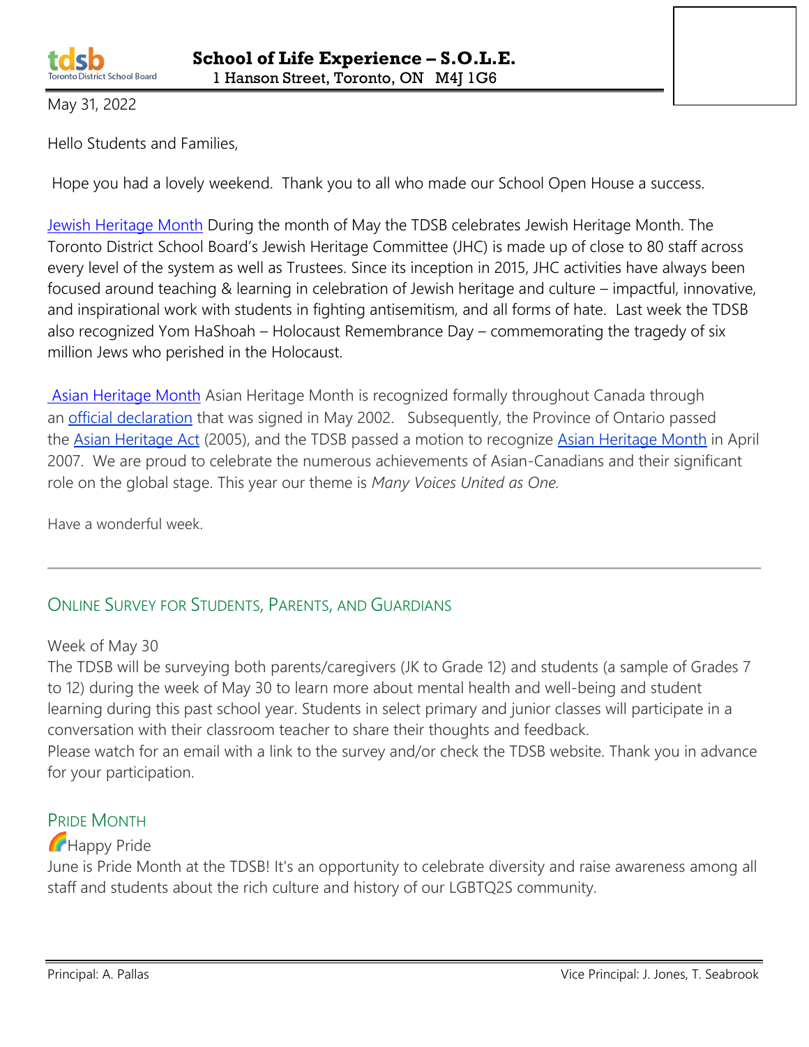**School of Life Experience – S.O.L.E.**
1 Hanson Street, Toronto, ON M4J 1G6

May 31, 2022

Hello Students and Families,

Hope you had a lovely weekend. Thank you to all who made our School Open House a success.

[Jewish Heritage Month] During the month of May the TDSB celebrates Jewish Heritage Month. The Toronto District School Board's Jewish Heritage Committee (JHC) is made up of close to 80 staff across every level of the system as well as Trustees. Since its inception in 2015, JHC activities have always been focused around teaching & learning in celebration of Jewish heritage and culture – impactful, innovative, and inspirational work with students in fighting antisemitism, and all forms of hate. Last week the TDSB also recognized Yom HaShoah – Holocaust Remembrance Day – commemorating the tragedy of six million Jews who perished in the Holocaust.

[Asian Heritage Month] Asian Heritage Month is recognized formally throughout Canada through an [official declaration] that was signed in May 2002. Subsequently, the Province of Ontario passed the [Asian Heritage Act] (2005), and the TDSB passed a motion to recognize [Asian Heritage Month] in April 2007. We are proud to celebrate the numerous achievements of Asian-Canadians and their significant role on the global stage. This year our theme is *Many Voices United as One.*

Have a wonderful week.

---

## Online Survey for Students, Parents, and Guardians

Week of May 30

The TDSB will be surveying both parents/caregivers (JK to Grade 12) and students (a sample of Grades 7 to 12) during the week of May 30 to learn more about mental health and well-being and student learning during this past school year. Students in select primary and junior classes will participate in a conversation with their classroom teacher to share their thoughts and feedback.

Please watch for an email with a link to the survey and/or check the TDSB website. Thank you in advance for your participation.

## Pride Month

🌈Happy Pride

June is Pride Month at the TDSB! It's an opportunity to celebrate diversity and raise awareness among all staff and students about the rich culture and history of our LGBTQ2S community.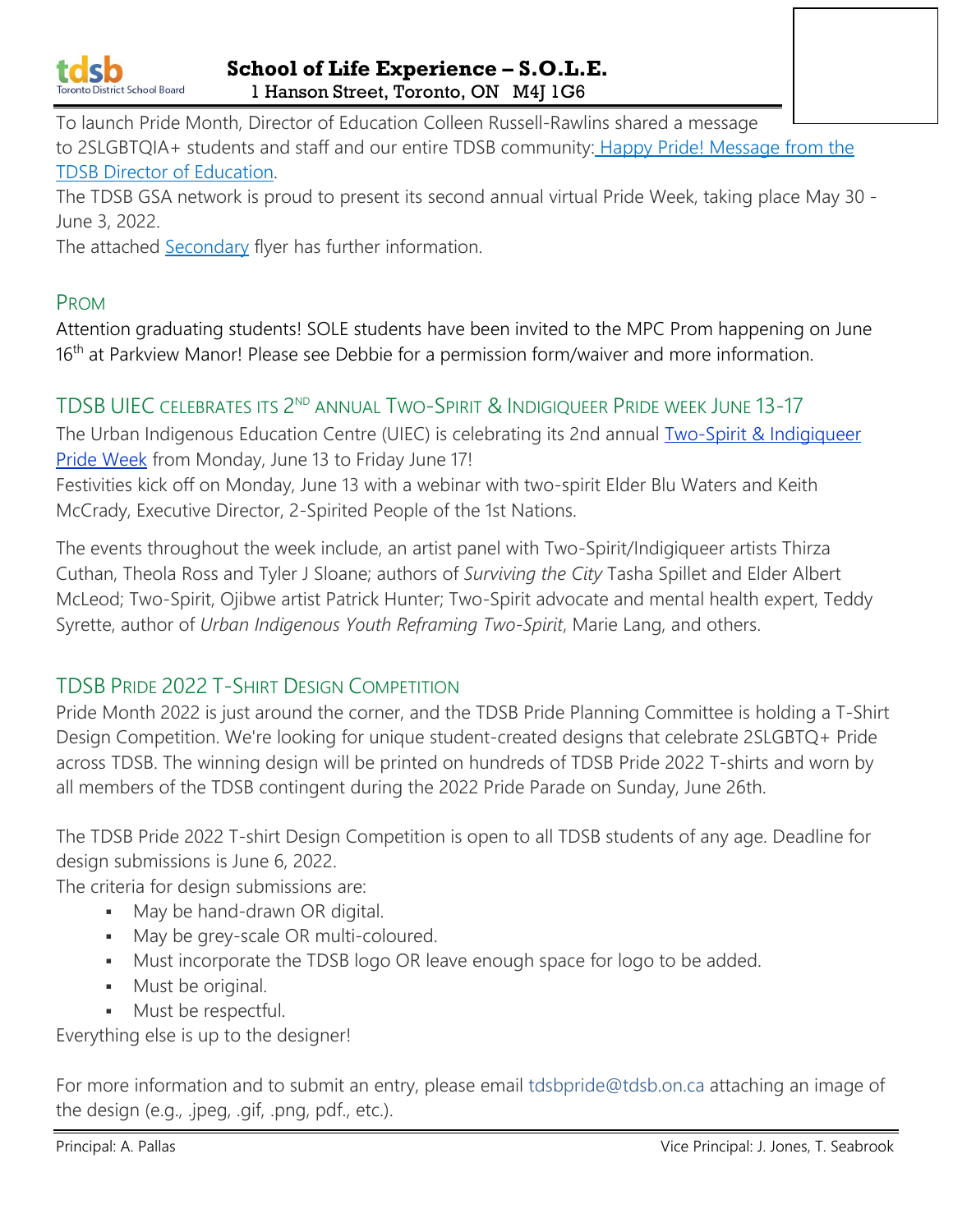To launch Pride Month, Director of Education Colleen Russell-Rawlins shared a message to 2SLGBTQIA+ students and staff and our entire TDSB community: [Happy Pride! Message from the TDSB Director of Education](#).

The TDSB GSA network is proud to present its second annual virtual Pride Week, taking place May 30 - June 3, 2022.

The attached [Secondary](#) flyer has further information.

## PROM

Attention graduating students! SOLE students have been invited to the MPC Prom happening on June 16th at Parkview Manor! Please see Debbie for a permission form/waiver and more information.

## TDSB UIEC CELEBRATES ITS 2ND ANNUAL TWO-SPIRIT & INDIGIQUEER PRIDE WEEK JUNE 13-17

The Urban Indigenous Education Centre (UIEC) is celebrating its 2nd annual [Two-Spirit & Indigiqueer Pride Week](#) from Monday, June 13 to Friday June 17!

Festivities kick off on Monday, June 13 with a webinar with two-spirit Elder Blu Waters and Keith McCrady, Executive Director, 2-Spirited People of the 1st Nations.

The events throughout the week include, an artist panel with Two-Spirit/Indigiqueer artists Thirza Cuthan, Theola Ross and Tyler J Sloane; authors of *Surviving the City* Tasha Spillet and Elder Albert McLeod; Two-Spirit, Ojibwe artist Patrick Hunter; Two-Spirit advocate and mental health expert, Teddy Syrette, author of *Urban Indigenous Youth Reframing Two-Spirit*, Marie Lang, and others.

## TDSB PRIDE 2022 T-SHIRT DESIGN COMPETITION

Pride Month 2022 is just around the corner, and the TDSB Pride Planning Committee is holding a T-Shirt Design Competition. We're looking for unique student-created designs that celebrate 2SLGBTQ+ Pride across TDSB. The winning design will be printed on hundreds of TDSB Pride 2022 T-shirts and worn by all members of the TDSB contingent during the 2022 Pride Parade on Sunday, June 26th.

The TDSB Pride 2022 T-shirt Design Competition is open to all TDSB students of any age. Deadline for design submissions is June 6, 2022.

The criteria for design submissions are:

- May be hand-drawn OR digital.
- May be grey-scale OR multi-coloured.
- Must incorporate the TDSB logo OR leave enough space for logo to be added.
- Must be original.
- Must be respectful.

Everything else is up to the designer!

For more information and to submit an entry, please email tdsbpride@tdsb.on.ca attaching an image of the design (e.g., .jpeg, .gif, .png, pdf., etc.).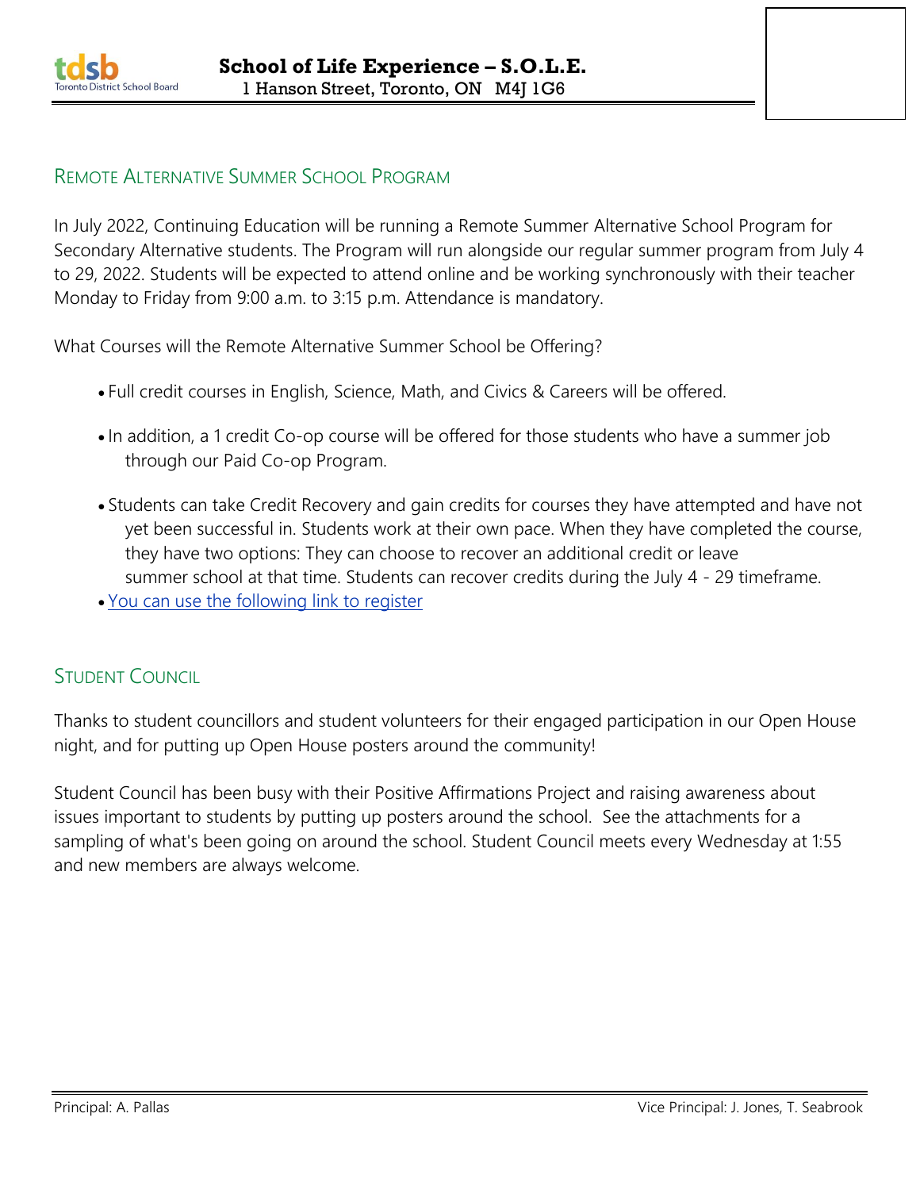## Remote Alternative Summer School Program

In July 2022, Continuing Education will be running a Remote Summer Alternative School Program for Secondary Alternative students. The Program will run alongside our regular summer program from July 4 to 29, 2022. Students will be expected to attend online and be working synchronously with their teacher Monday to Friday from 9:00 a.m. to 3:15 p.m. Attendance is mandatory.

What Courses will the Remote Alternative Summer School be Offering?

- Full credit courses in English, Science, Math, and Civics & Careers will be offered.
- In addition, a 1 credit Co-op course will be offered for those students who have a summer job through our Paid Co-op Program.
- Students can take Credit Recovery and gain credits for courses they have attempted and have not yet been successful in. Students work at their own pace. When they have completed the course, they have two options: They can choose to recover an additional credit or leave summer school at that time. Students can recover credits during the July 4 - 29 timeframe.
- You can use the following link to register

## Student Council

Thanks to student councillors and student volunteers for their engaged participation in our Open House night, and for putting up Open House posters around the community!

Student Council has been busy with their Positive Affirmations Project and raising awareness about issues important to students by putting up posters around the school. See the attachments for a sampling of what's been going on around the school. Student Council meets every Wednesday at 1:55 and new members are always welcome.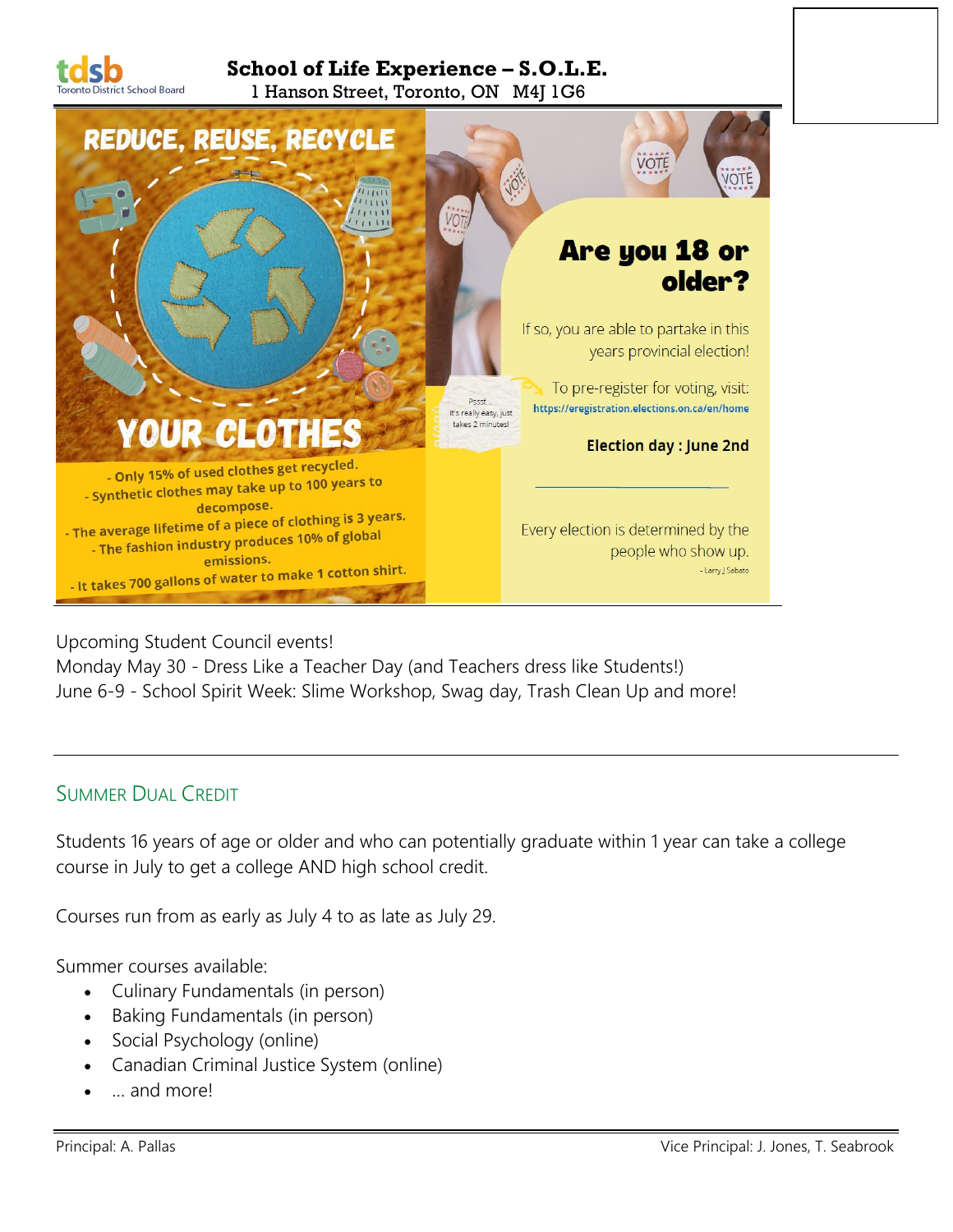# School of Life Experience – S.O.L.E.

1 Hanson Street, Toronto, ON M4J 1G6

## REDUCE, REUSE, RECYCLE YOUR CLOTHES

- Only 15% of used clothes get recycled.
- Synthetic clothes may take up to 100 years to decompose.
- The average lifetime of a piece of clothing is 3 years.
- The fashion industry produces 10% of global emissions.
- It takes 700 gallons of water to make 1 cotton shirt.

## Are you 18 or older?

If so, you are able to partake in this years provincial election!

Pssst... It's really easy, just takes 2 minutes!

To pre-register for voting, visit: https://eregistration.elections.on.ca/en/home

**Election day : June 2nd**

Every election is determined by the people who show up.

- Larry J Sabato

Upcoming Student Council events!
Monday May 30 - Dress Like a Teacher Day (and Teachers dress like Students!)
June 6-9 - School Spirit Week: Slime Workshop, Swag day, Trash Clean Up and more!

---

## Summer Dual Credit

Students 16 years of age or older and who can potentially graduate within 1 year can take a college course in July to get a college AND high school credit.

Courses run from as early as July 4 to as late as July 29.

Summer courses available:

- Culinary Fundamentals (in person)
- Baking Fundamentals (in person)
- Social Psychology (online)
- Canadian Criminal Justice System (online)
- … and more!

Principal: A. Pallas

Vice Principal: J. Jones, T. Seabrook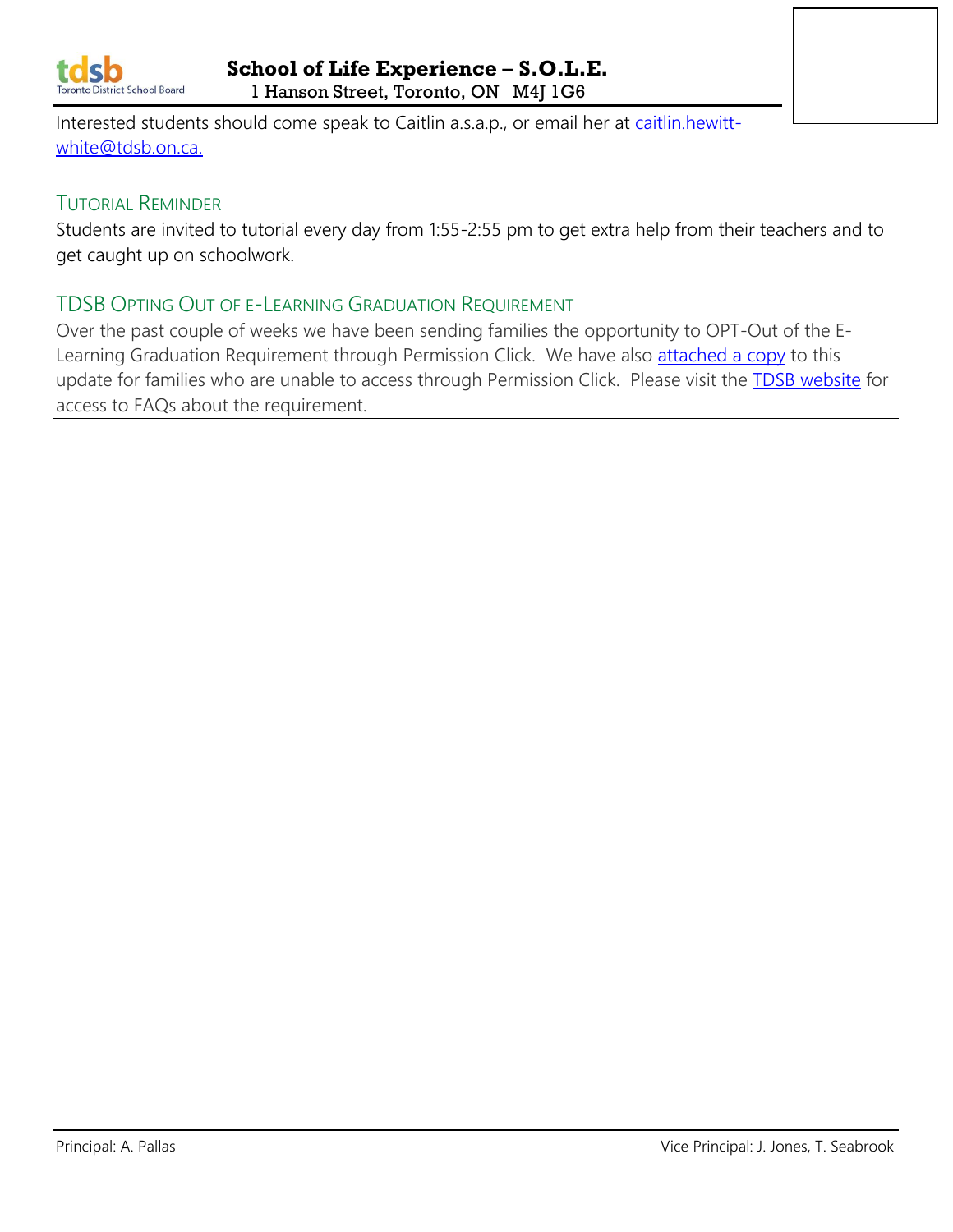Interested students should come speak to Caitlin a.s.a.p., or email her at caitlin.hewitt-white@tdsb.on.ca.

## Tutorial Reminder

Students are invited to tutorial every day from 1:55-2:55 pm to get extra help from their teachers and to get caught up on schoolwork.

## TDSB Opting Out of e-Learning Graduation Requirement

Over the past couple of weeks we have been sending families the opportunity to OPT-Out of the E-Learning Graduation Requirement through Permission Click. We have also attached a copy to this update for families who are unable to access through Permission Click. Please visit the TDSB website for access to FAQs about the requirement.